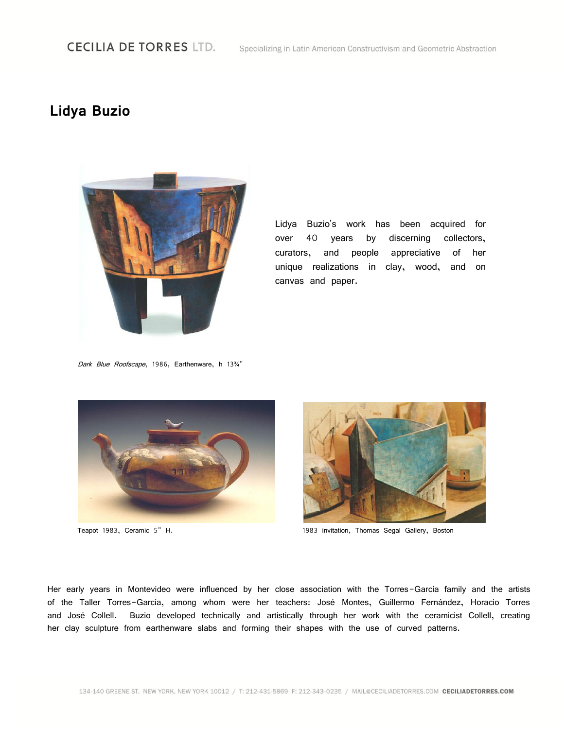# Lidya Buzio

Lidya Buzio's work has been acquired for over 40 years by discerning collectors, curators, and people appreciative of her unique realizations in clay, wood, and on canvas and paper.

*Dark Blue Roofscape*, 1986, Earthenware, h 13¾"

Teapot 1983, Ceramic 5" H.

1983 invitation, Thomas Segal Gallery, Boston

Her early years in Montevideo were influenced by her close association with the Torres-García family and the artists of the Taller Torres-García, among whom were her teachers: José Montes, Guillermo Fernández, Horacio Torres and José Collell. Buzio developed technically and artistically through her work with the ceramicist Collell, creating her clay sculpture from earthenware slabs and forming their shapes with the use of curved patterns.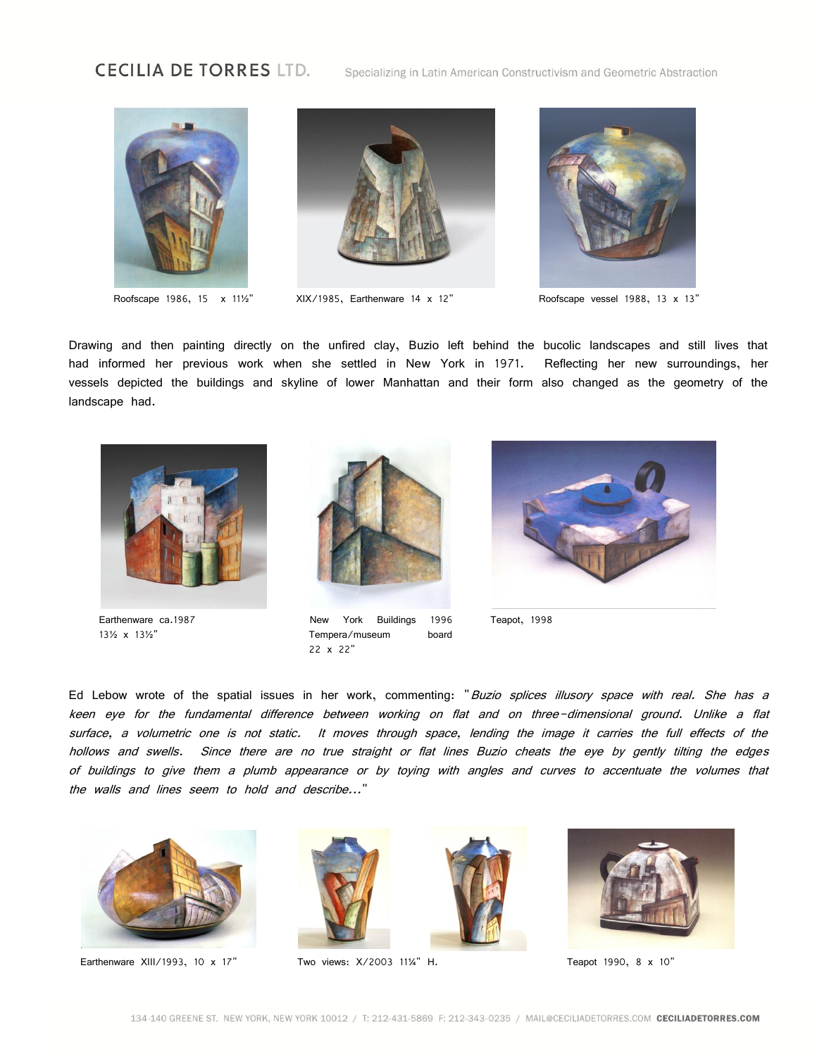Roofscape 1986, 15 x 11½"

XIX/1985, Earthenware 14 x 12"

Roofscape vessel 1988, 13 x 13"

Drawing and then painting directly on the unfired clay, Buzio left behind the bucolic landscapes and still lives that had informed her previous work when she settled in New York in 1971. Reflecting her new surroundings, her vessels depicted the buildings and skyline of lower Manhattan and their form also changed as the geometry of the landscape had.

Earthenware ca.1987
13½ x 13½"

New York Buildings 1996
Tempera/museum board
22 x 22"

Teapot, 1998

Ed Lebow wrote of the spatial issues in her work, commenting: "*Buzio splices illusory space with real. She has a keen eye for the fundamental difference between working on flat and on three-dimensional ground. Unlike a flat surface, a volumetric one is not static. It moves through space, lending the image it carries the full effects of the hollows and swells. Since there are no true straight or flat lines Buzio cheats the eye by gently tilting the edges of buildings to give them a plumb appearance or by toying with angles and curves to accentuate the volumes that the walls and lines seem to hold and describe...*"

Earthenware XIII/1993, 10 x 17"

Two views: X/2003 11¼" H.

Teapot 1990, 8 x 10"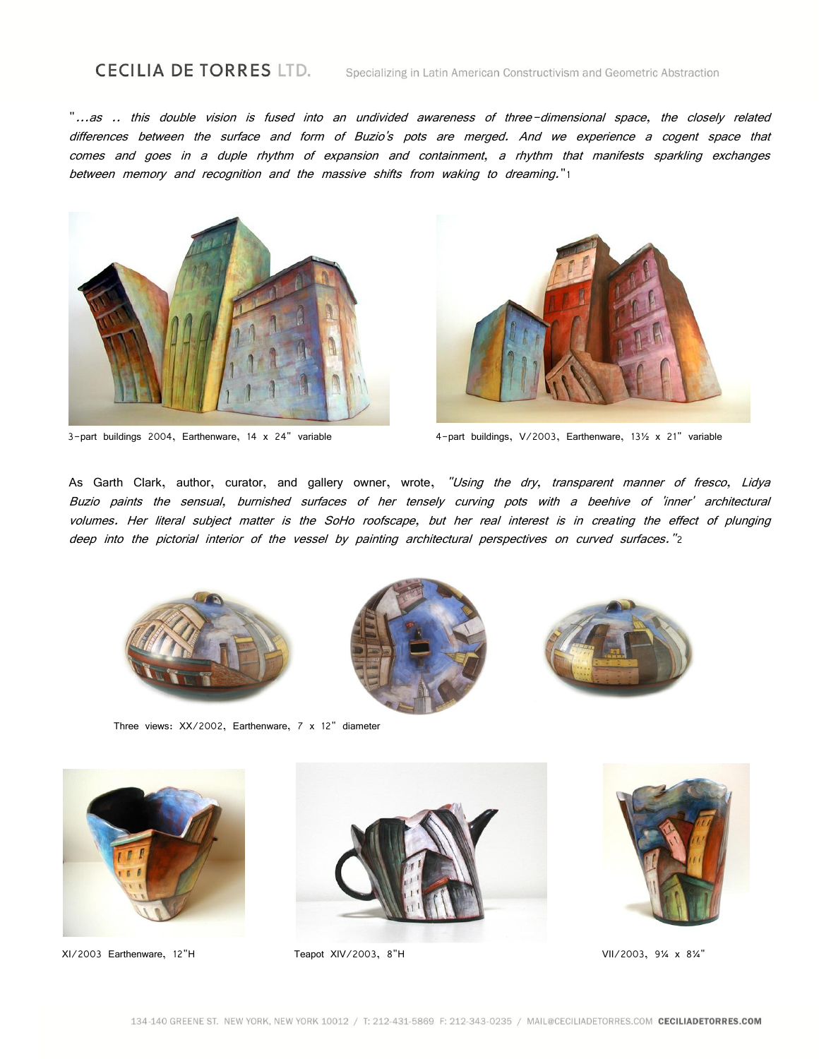"*...as .. this double vision is fused into an undivided awareness of three-dimensional space, the closely related differences between the surface and form of Buzio's pots are merged. And we experience a cogent space that comes and goes in a duple rhythm of expansion and containment, a rhythm that manifests sparkling exchanges between memory and recognition and the massive shifts from waking to dreaming.*"[1]

3-part buildings 2004, Earthenware, 14 x 24" variable

4-part buildings, V/2003, Earthenware, 13½ x 21" variable

As Garth Clark, author, curator, and gallery owner, wrote, *"Using the dry, transparent manner of fresco, Lidya Buzio paints the sensual, burnished surfaces of her tensely curving pots with a beehive of 'inner' architectural volumes. Her literal subject matter is the SoHo roofscape, but her real interest is in creating the effect of plunging deep into the pictorial interior of the vessel by painting architectural perspectives on curved surfaces."*[2]

Three views: XX/2002, Earthenware, 7 x 12" diameter

XI/2003 Earthenware, 12"H

Teapot XIV/2003, 8"H

VII/2003, 9¼ x 8¼"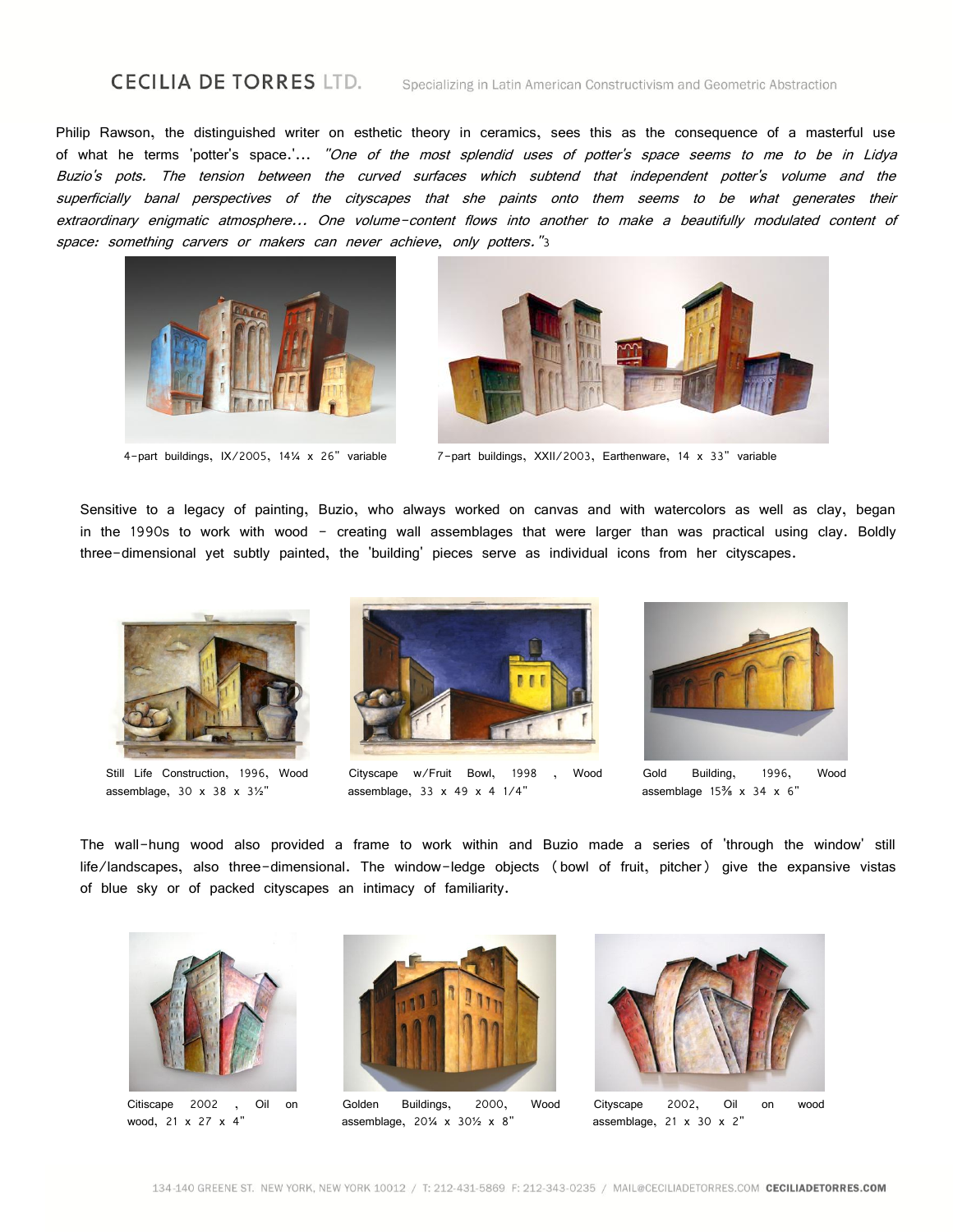Philip Rawson, the distinguished writer on esthetic theory in ceramics, sees this as the consequence of a masterful use of what he terms 'potter's space.'... *"One of the most splendid uses of potter's space seems to me to be in Lidya Buzio's pots. The tension between the curved surfaces which subtend that independent potter's volume and the superficially banal perspectives of the cityscapes that she paints onto them seems to be what generates their extraordinary enigmatic atmosphere... One volume-content flows into another to make a beautifully modulated content of space: something carvers or makers can never achieve, only potters."*[3]

4-part buildings, IX/2005, 14¼ x 26" variable

7-part buildings, XXII/2003, Earthenware, 14 x 33" variable

Sensitive to a legacy of painting, Buzio, who always worked on canvas and with watercolors as well as clay, began in the 1990s to work with wood – creating wall assemblages that were larger than was practical using clay. Boldly three-dimensional yet subtly painted, the 'building' pieces serve as individual icons from her cityscapes.

Still Life Construction, 1996, Wood assemblage, 30 x 38 x 3½"

Cityscape w/Fruit Bowl, 1998 , Wood assemblage, 33 x 49 x 4 1/4"

Gold Building, 1996, Wood assemblage 15⅜ x 34 x 6"

The wall-hung wood also provided a frame to work within and Buzio made a series of 'through the window' still life/landscapes, also three-dimensional. The window-ledge objects (bowl of fruit, pitcher) give the expansive vistas of blue sky or of packed cityscapes an intimacy of familiarity.

Citiscape 2002 , Oil on wood, 21 x 27 x 4"

Golden Buildings, 2000, Wood assemblage, 20¼ x 30½ x 8"

Cityscape 2002, Oil on wood assemblage, 21 x 30 x 2"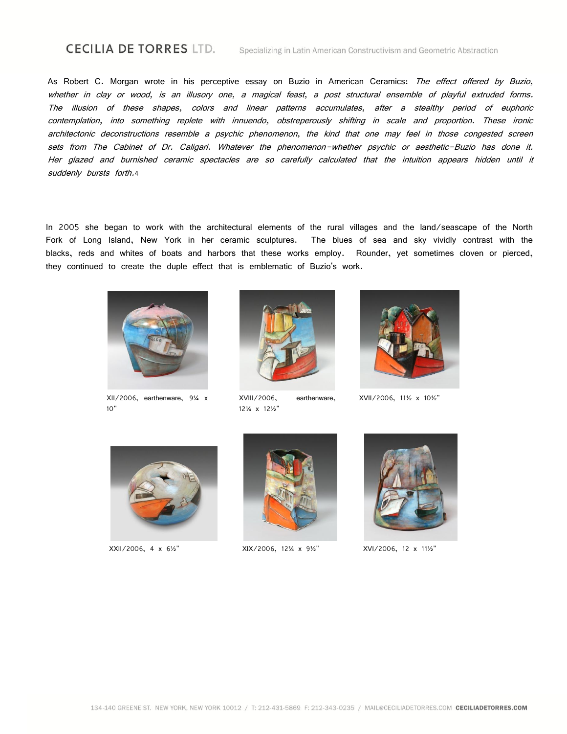As Robert C. Morgan wrote in his perceptive essay on Buzio in American Ceramics: *The effect offered by Buzio, whether in clay or wood, is an illusory one, a magical feast, a post structural ensemble of playful extruded forms. The illusion of these shapes, colors and linear patterns accumulates, after a stealthy period of euphoric contemplation, into something replete with innuendo, obstreperously shifting in scale and proportion. These ironic architectonic deconstructions resemble a psychic phenomenon, the kind that one may feel in those congested screen sets from The Cabinet of Dr. Caligari. Whatever the phenomenon–whether psychic or aesthetic–Buzio has done it. Her glazed and burnished ceramic spectacles are so carefully calculated that the intuition appears hidden until it suddenly bursts forth.*[4]

In 2005 she began to work with the architectural elements of the rural villages and the land/seascape of the North Fork of Long Island, New York in her ceramic sculptures. The blues of sea and sky vividly contrast with the blacks, reds and whites of boats and harbors that these works employ. Rounder, yet sometimes cloven or pierced, they continued to create the duple effect that is emblematic of Buzio's work.

XII/2006, earthenware, 9¼ x 10"

XVIII/2006, earthenware, 12¼ x 12½"

XVII/2006, 11½ x 10½"

XXII/2006, 4 x 6½"

XIX/2006, 12¼ x 9½"

XVI/2006, 12 x 11½"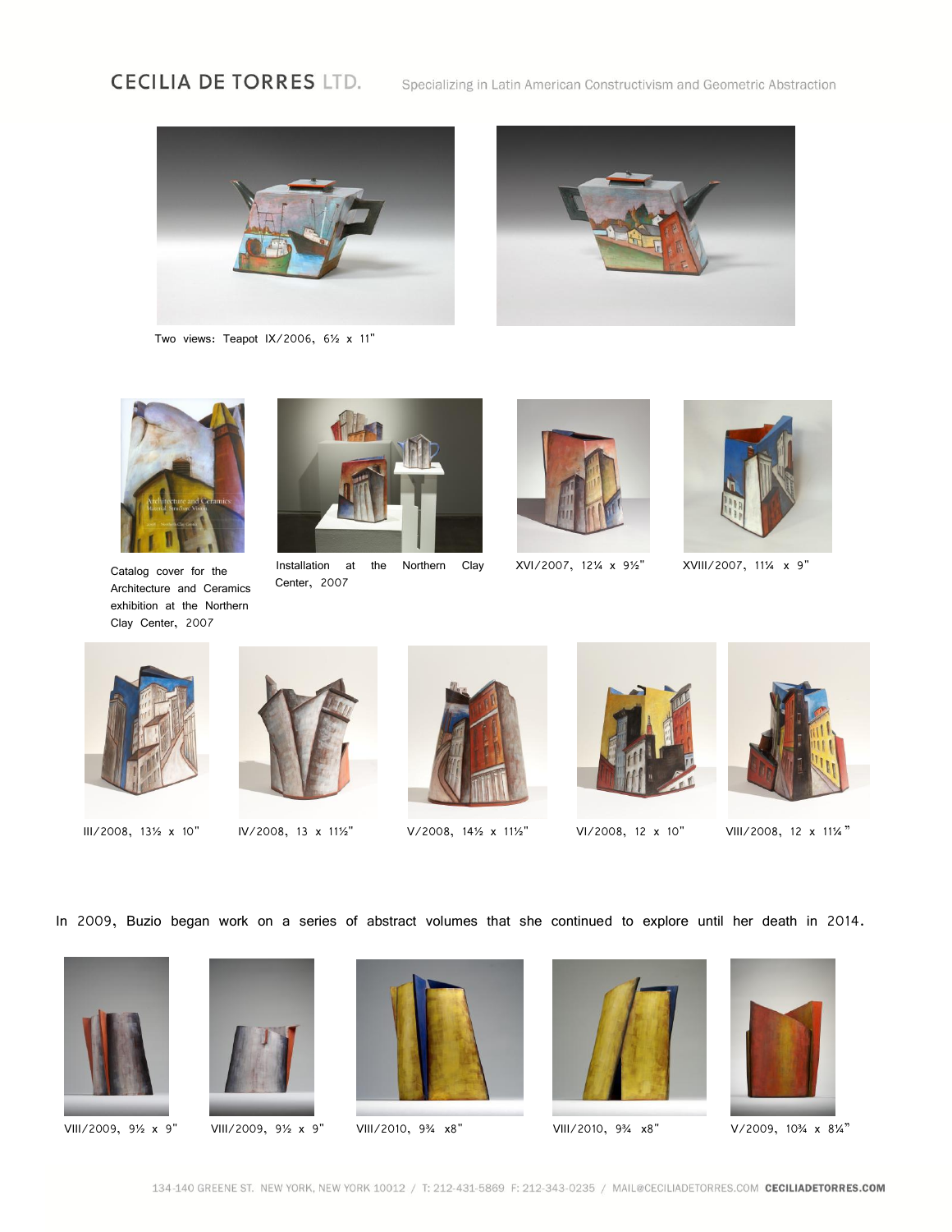Two views: Teapot IX/2006, 6½ x 11"

Catalog cover for the Architecture and Ceramics exhibition at the Northern Clay Center, 2007

Installation at the Northern Clay Center, 2007

XVI/2007, 12¼ x 9½"

XVIII/2007, 11¼ x 9"

III/2008, 13½ x 10"

IV/2008, 13 x 11½"

V/2008, 14½ x 11½"

VI/2008, 12 x 10"

VIII/2008, 12 x 11¼"

In 2009, Buzio began work on a series of abstract volumes that she continued to explore until her death in 2014.

VIII/2009, 9½ x 9"

VIII/2009, 9½ x 9"

VIII/2010, 9¾ x8"

VIII/2010, 9¾ x8"

V/2009, 10¾ x 8¼"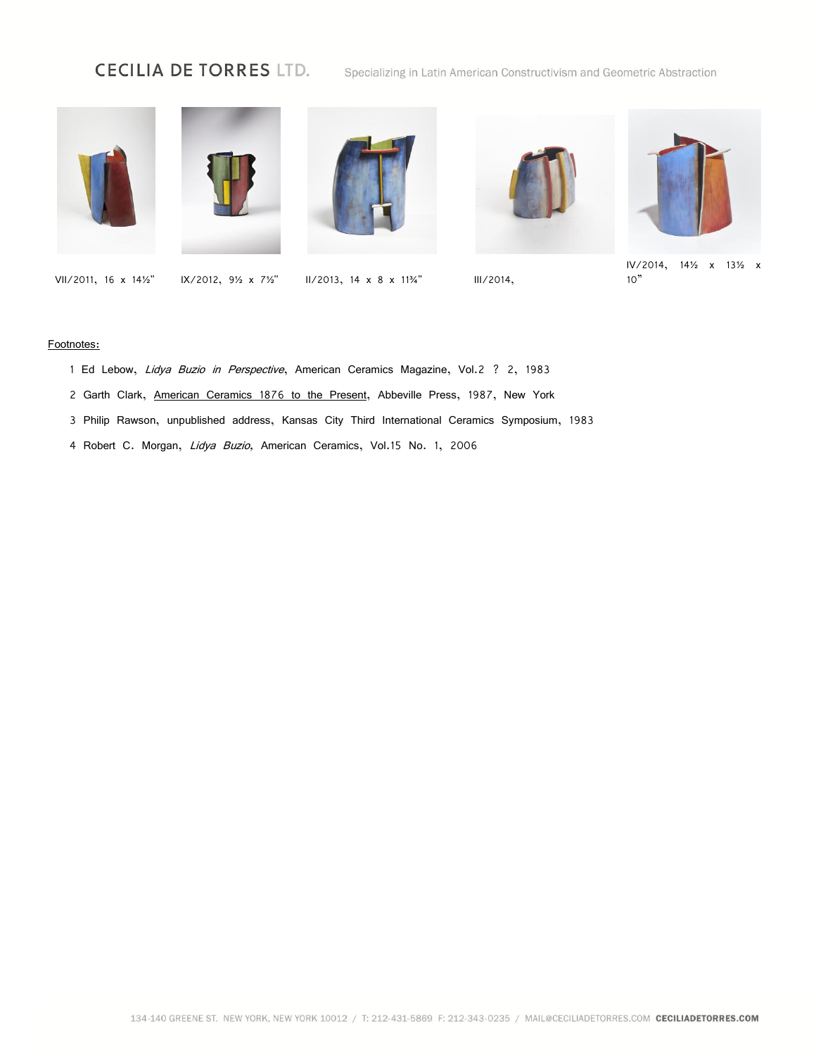VII/2011, 16 x 14½"

IX/2012, 9½ x 7½"

II/2013, 14 x 8 x 11¾"

III/2014,

IV/2014, 14½ x 13½ x 10"

Footnotes:

1 Ed Lebow, *Lidya Buzio in Perspective*, American Ceramics Magazine, Vol.2 ? 2, 1983

2 Garth Clark, American Ceramics 1876 to the Present, Abbeville Press, 1987, New York

3 Philip Rawson, unpublished address, Kansas City Third International Ceramics Symposium, 1983

4 Robert C. Morgan, *Lidya Buzio*, American Ceramics, Vol.15 No. 1, 2006